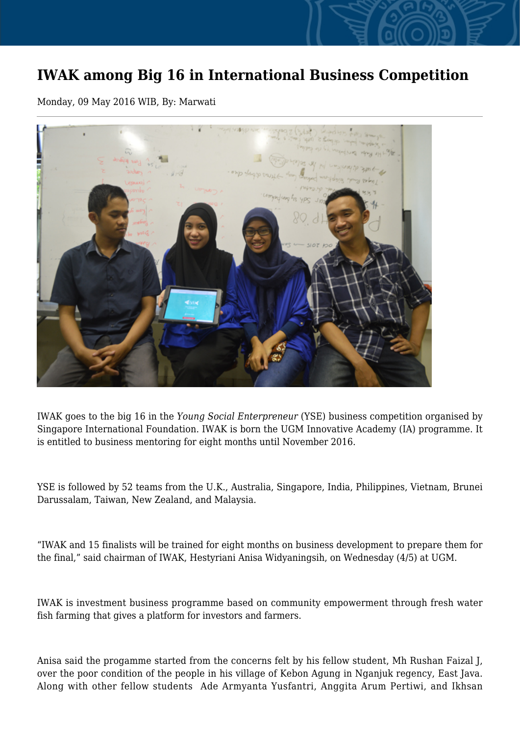# IWAK among Big 16 in International Business Competition

Monday, 09 May 2016 WIB, By: Marwati

IWAK goes to the big 16 in the *Young Social Enterpreneur* (YSE) business competition organised by Singapore International Foundation. IWAK is born the UGM Innovative Academy (IA) programme. It is entitled to business mentoring for eight months until November 2016.

YSE is followed by 52 teams from the U.K., Australia, Singapore, India, Philippines, Vietnam, Brunei Darussalam, Taiwan, New Zealand, and Malaysia.

"IWAK and 15 finalists will be trained for eight months on business development to prepare them for the final," said chairman of IWAK, Hestyriani Anisa Widyaningsih, on Wednesday (4/5) at UGM.

IWAK is investment business programme based on community empowerment through fresh water fish farming that gives a platform for investors and farmers.

Anisa said the progamme started from the concerns felt by his fellow student, Mh Rushan Faizal J, over the poor condition of the people in his village of Kebon Agung in Nganjuk regency, East Java. Along with other fellow students Ade Armyanta Yusfantri, Anggita Arum Pertiwi, and Ikhsan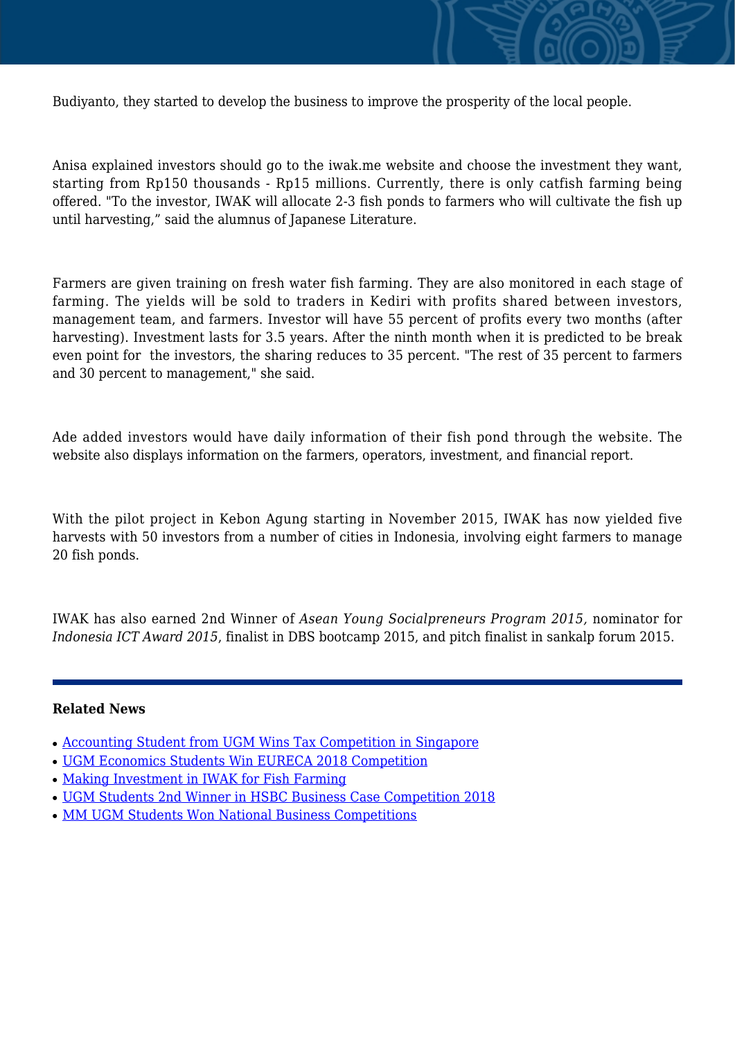Budiyanto, they started to develop the business to improve the prosperity of the local people.

Anisa explained investors should go to the iwak.me website and choose the investment they want, starting from Rp150 thousands - Rp15 millions. Currently, there is only catfish farming being offered. "To the investor, IWAK will allocate 2-3 fish ponds to farmers who will cultivate the fish up until harvesting," said the alumnus of Japanese Literature.

Farmers are given training on fresh water fish farming. They are also monitored in each stage of farming. The yields will be sold to traders in Kediri with profits shared between investors, management team, and farmers. Investor will have 55 percent of profits every two months (after harvesting). Investment lasts for 3.5 years. After the ninth month when it is predicted to be break even point for the investors, the sharing reduces to 35 percent. "The rest of 35 percent to farmers and 30 percent to management," she said.

Ade added investors would have daily information of their fish pond through the website. The website also displays information on the farmers, operators, investment, and financial report.

With the pilot project in Kebon Agung starting in November 2015, IWAK has now yielded five harvests with 50 investors from a number of cities in Indonesia, involving eight farmers to manage 20 fish ponds.

IWAK has also earned 2nd Winner of *Asean Young Socialpreneurs Program 2015,* nominator for *Indonesia ICT Award 2015*, finalist in DBS bootcamp 2015, and pitch finalist in sankalp forum 2015.

---

**Related News**

- Accounting Student from UGM Wins Tax Competition in Singapore
- UGM Economics Students Win EURECA 2018 Competition
- Making Investment in IWAK for Fish Farming
- UGM Students 2nd Winner in HSBC Business Case Competition 2018
- MM UGM Students Won National Business Competitions